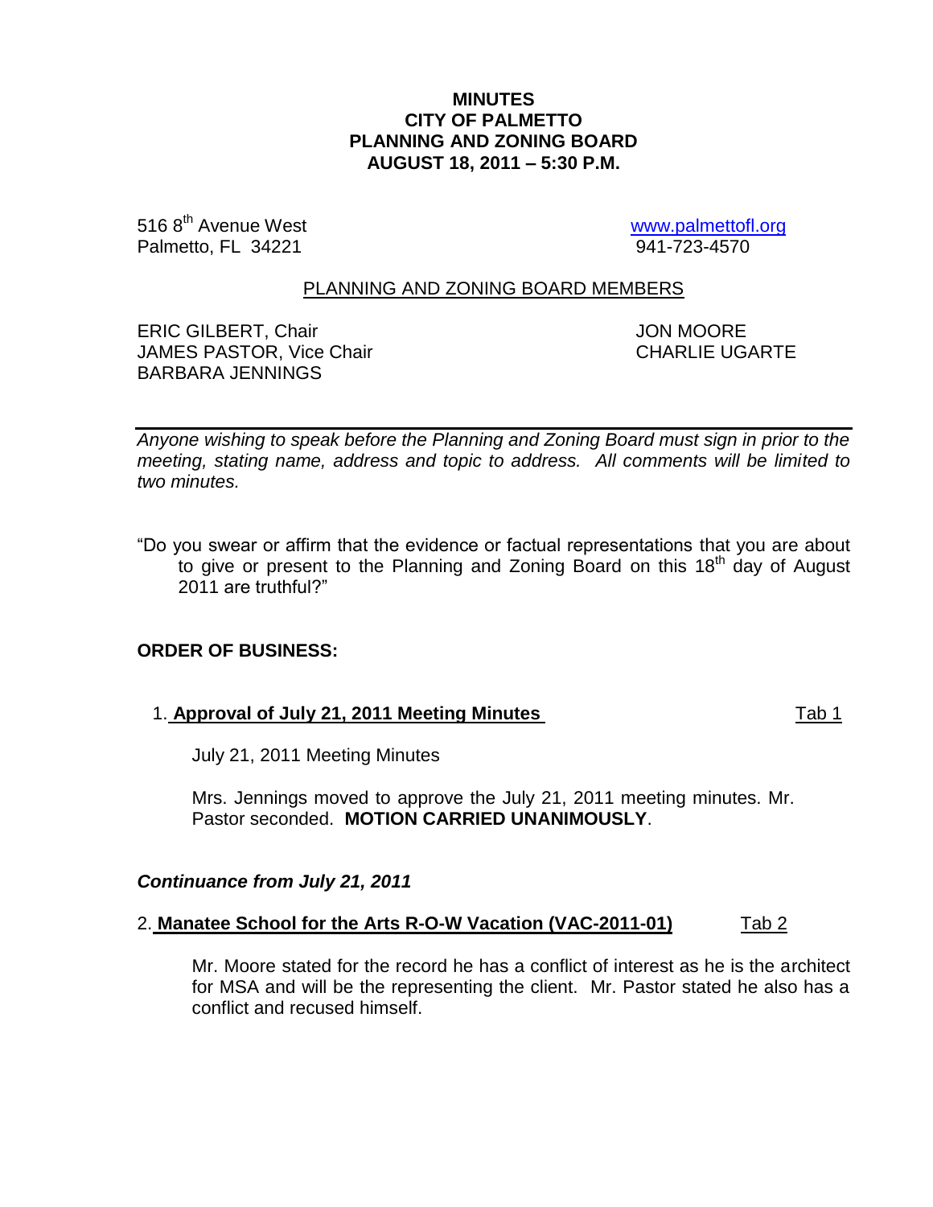**MINUTES**
**CITY OF PALMETTO**
**PLANNING AND ZONING BOARD**
**AUGUST 18, 2011 – 5:30 P.M.**

516 8th Avenue West
Palmetto, FL 34221

www.palmettofl.org
941-723-4570

PLANNING AND ZONING BOARD MEMBERS

ERIC GILBERT, Chair
JAMES PASTOR, Vice Chair
BARBARA JENNINGS
JON MOORE
CHARLIE UGARTE

---

*Anyone wishing to speak before the Planning and Zoning Board must sign in prior to the meeting, stating name, address and topic to address. All comments will be limited to two minutes.*

"Do you swear or affirm that the evidence or factual representations that you are about to give or present to the Planning and Zoning Board on this 18th day of August 2011 are truthful?"

**ORDER OF BUSINESS:**

1. **Approval of July 21, 2011 Meeting Minutes** Tab 1

   July 21, 2011 Meeting Minutes

   Mrs. Jennings moved to approve the July 21, 2011 meeting minutes. Mr. Pastor seconded. **MOTION CARRIED UNANIMOUSLY**.

***Continuance from July 21, 2011***

2. **Manatee School for the Arts R-O-W Vacation (VAC-2011-01)** Tab 2

   Mr. Moore stated for the record he has a conflict of interest as he is the architect for MSA and will be the representing the client. Mr. Pastor stated he also has a conflict and recused himself.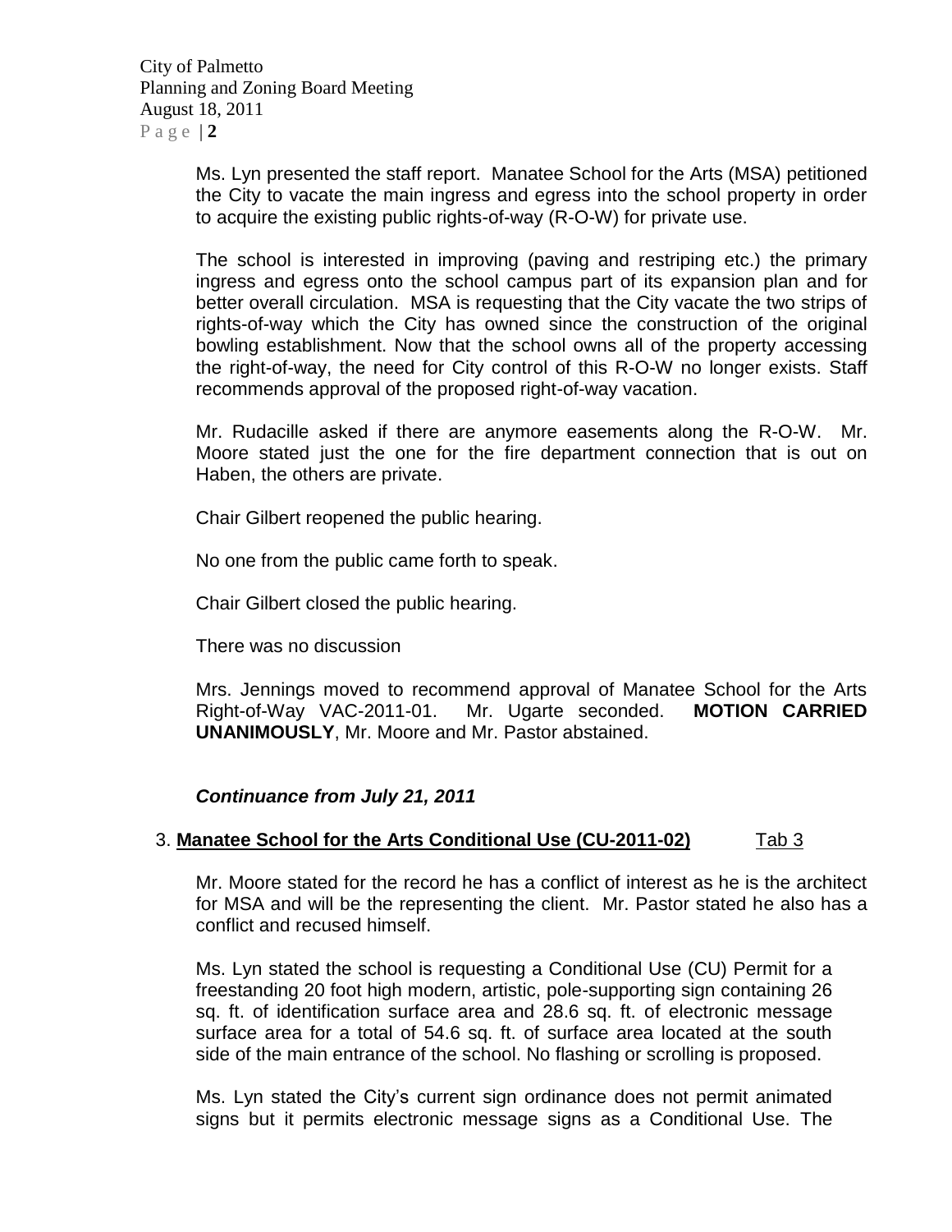Ms. Lyn presented the staff report. Manatee School for the Arts (MSA) petitioned the City to vacate the main ingress and egress into the school property in order to acquire the existing public rights-of-way (R-O-W) for private use.

The school is interested in improving (paving and restriping etc.) the primary ingress and egress onto the school campus part of its expansion plan and for better overall circulation. MSA is requesting that the City vacate the two strips of rights-of-way which the City has owned since the construction of the original bowling establishment. Now that the school owns all of the property accessing the right-of-way, the need for City control of this R-O-W no longer exists. Staff recommends approval of the proposed right-of-way vacation.

Mr. Rudacille asked if there are anymore easements along the R-O-W. Mr. Moore stated just the one for the fire department connection that is out on Haben, the others are private.

Chair Gilbert reopened the public hearing.

No one from the public came forth to speak.

Chair Gilbert closed the public hearing.

There was no discussion

Mrs. Jennings moved to recommend approval of Manatee School for the Arts Right-of-Way VAC-2011-01. Mr. Ugarte seconded. **MOTION CARRIED UNANIMOUSLY**, Mr. Moore and Mr. Pastor abstained.

***Continuance from July 21, 2011***

3. **Manatee School for the Arts Conditional Use (CU-2011-02)** Tab 3

Mr. Moore stated for the record he has a conflict of interest as he is the architect for MSA and will be the representing the client. Mr. Pastor stated he also has a conflict and recused himself.

Ms. Lyn stated the school is requesting a Conditional Use (CU) Permit for a freestanding 20 foot high modern, artistic, pole-supporting sign containing 26 sq. ft. of identification surface area and 28.6 sq. ft. of electronic message surface area for a total of 54.6 sq. ft. of surface area located at the south side of the main entrance of the school. No flashing or scrolling is proposed.

Ms. Lyn stated the City's current sign ordinance does not permit animated signs but it permits electronic message signs as a Conditional Use. The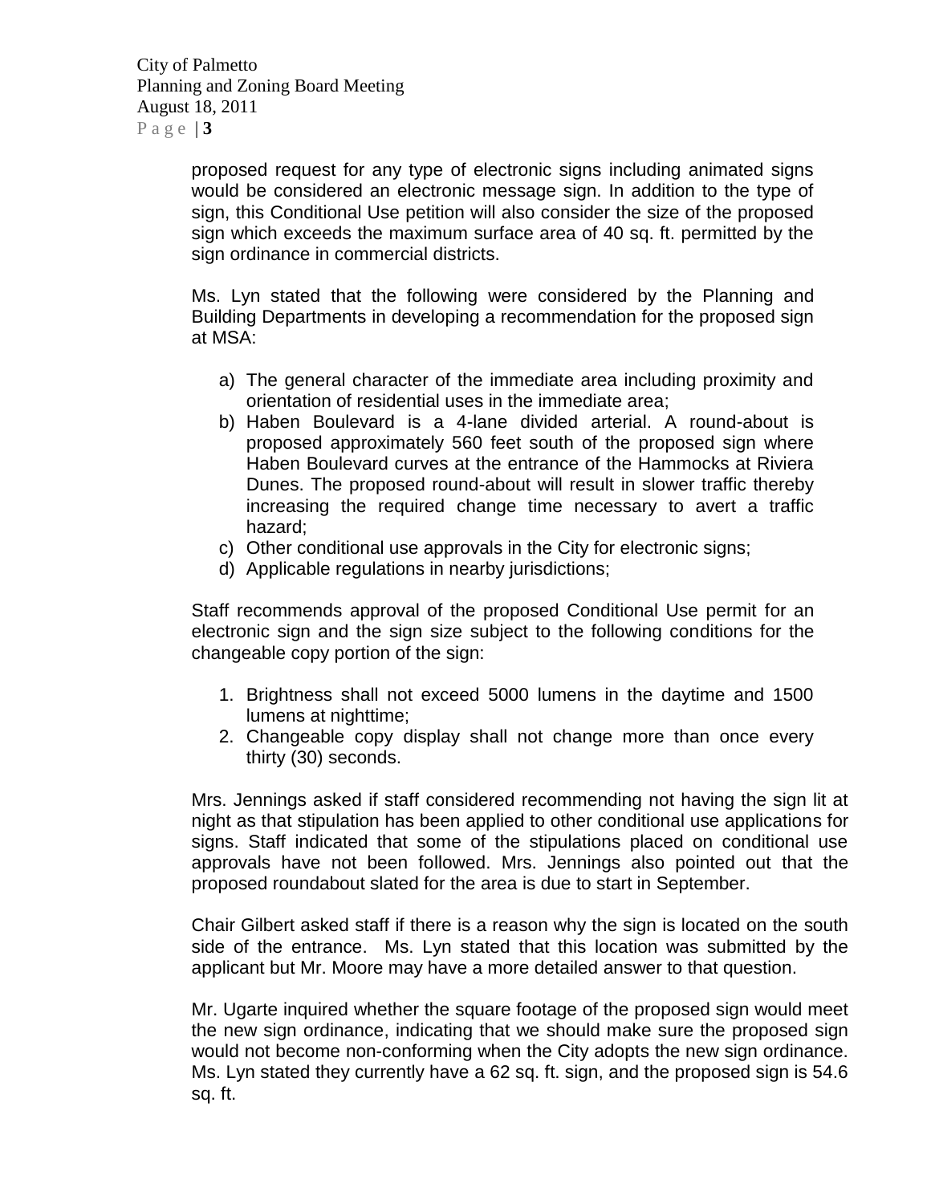proposed request for any type of electronic signs including animated signs would be considered an electronic message sign. In addition to the type of sign, this Conditional Use petition will also consider the size of the proposed sign which exceeds the maximum surface area of 40 sq. ft. permitted by the sign ordinance in commercial districts.

Ms. Lyn stated that the following were considered by the Planning and Building Departments in developing a recommendation for the proposed sign at MSA:

a) The general character of the immediate area including proximity and orientation of residential uses in the immediate area;
b) Haben Boulevard is a 4-lane divided arterial. A round-about is proposed approximately 560 feet south of the proposed sign where Haben Boulevard curves at the entrance of the Hammocks at Riviera Dunes. The proposed round-about will result in slower traffic thereby increasing the required change time necessary to avert a traffic hazard;
c) Other conditional use approvals in the City for electronic signs;
d) Applicable regulations in nearby jurisdictions;

Staff recommends approval of the proposed Conditional Use permit for an electronic sign and the sign size subject to the following conditions for the changeable copy portion of the sign:

1. Brightness shall not exceed 5000 lumens in the daytime and 1500 lumens at nighttime;
2. Changeable copy display shall not change more than once every thirty (30) seconds.

Mrs. Jennings asked if staff considered recommending not having the sign lit at night as that stipulation has been applied to other conditional use applications for signs. Staff indicated that some of the stipulations placed on conditional use approvals have not been followed. Mrs. Jennings also pointed out that the proposed roundabout slated for the area is due to start in September.

Chair Gilbert asked staff if there is a reason why the sign is located on the south side of the entrance. Ms. Lyn stated that this location was submitted by the applicant but Mr. Moore may have a more detailed answer to that question.

Mr. Ugarte inquired whether the square footage of the proposed sign would meet the new sign ordinance, indicating that we should make sure the proposed sign would not become non-conforming when the City adopts the new sign ordinance. Ms. Lyn stated they currently have a 62 sq. ft. sign, and the proposed sign is 54.6 sq. ft.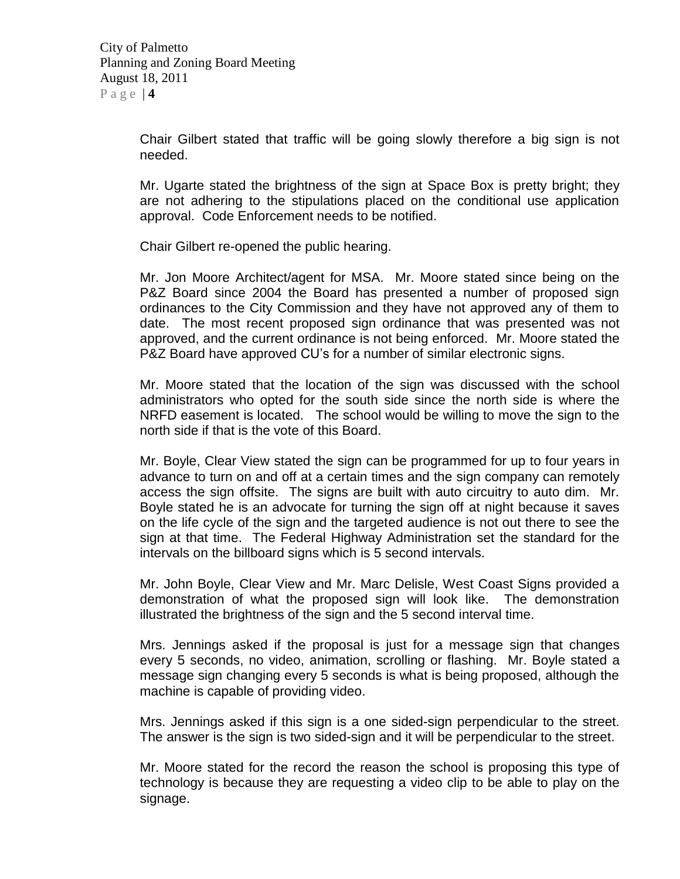Chair Gilbert stated that traffic will be going slowly therefore a big sign is not needed.

Mr. Ugarte stated the brightness of the sign at Space Box is pretty bright; they are not adhering to the stipulations placed on the conditional use application approval. Code Enforcement needs to be notified.

Chair Gilbert re-opened the public hearing.

Mr. Jon Moore Architect/agent for MSA. Mr. Moore stated since being on the P&Z Board since 2004 the Board has presented a number of proposed sign ordinances to the City Commission and they have not approved any of them to date. The most recent proposed sign ordinance that was presented was not approved, and the current ordinance is not being enforced. Mr. Moore stated the P&Z Board have approved CU's for a number of similar electronic signs.

Mr. Moore stated that the location of the sign was discussed with the school administrators who opted for the south side since the north side is where the NRFD easement is located. The school would be willing to move the sign to the north side if that is the vote of this Board.

Mr. Boyle, Clear View stated the sign can be programmed for up to four years in advance to turn on and off at a certain times and the sign company can remotely access the sign offsite. The signs are built with auto circuitry to auto dim. Mr. Boyle stated he is an advocate for turning the sign off at night because it saves on the life cycle of the sign and the targeted audience is not out there to see the sign at that time. The Federal Highway Administration set the standard for the intervals on the billboard signs which is 5 second intervals.

Mr. John Boyle, Clear View and Mr. Marc Delisle, West Coast Signs provided a demonstration of what the proposed sign will look like. The demonstration illustrated the brightness of the sign and the 5 second interval time.

Mrs. Jennings asked if the proposal is just for a message sign that changes every 5 seconds, no video, animation, scrolling or flashing. Mr. Boyle stated a message sign changing every 5 seconds is what is being proposed, although the machine is capable of providing video.

Mrs. Jennings asked if this sign is a one sided-sign perpendicular to the street. The answer is the sign is two sided-sign and it will be perpendicular to the street.

Mr. Moore stated for the record the reason the school is proposing this type of technology is because they are requesting a video clip to be able to play on the signage.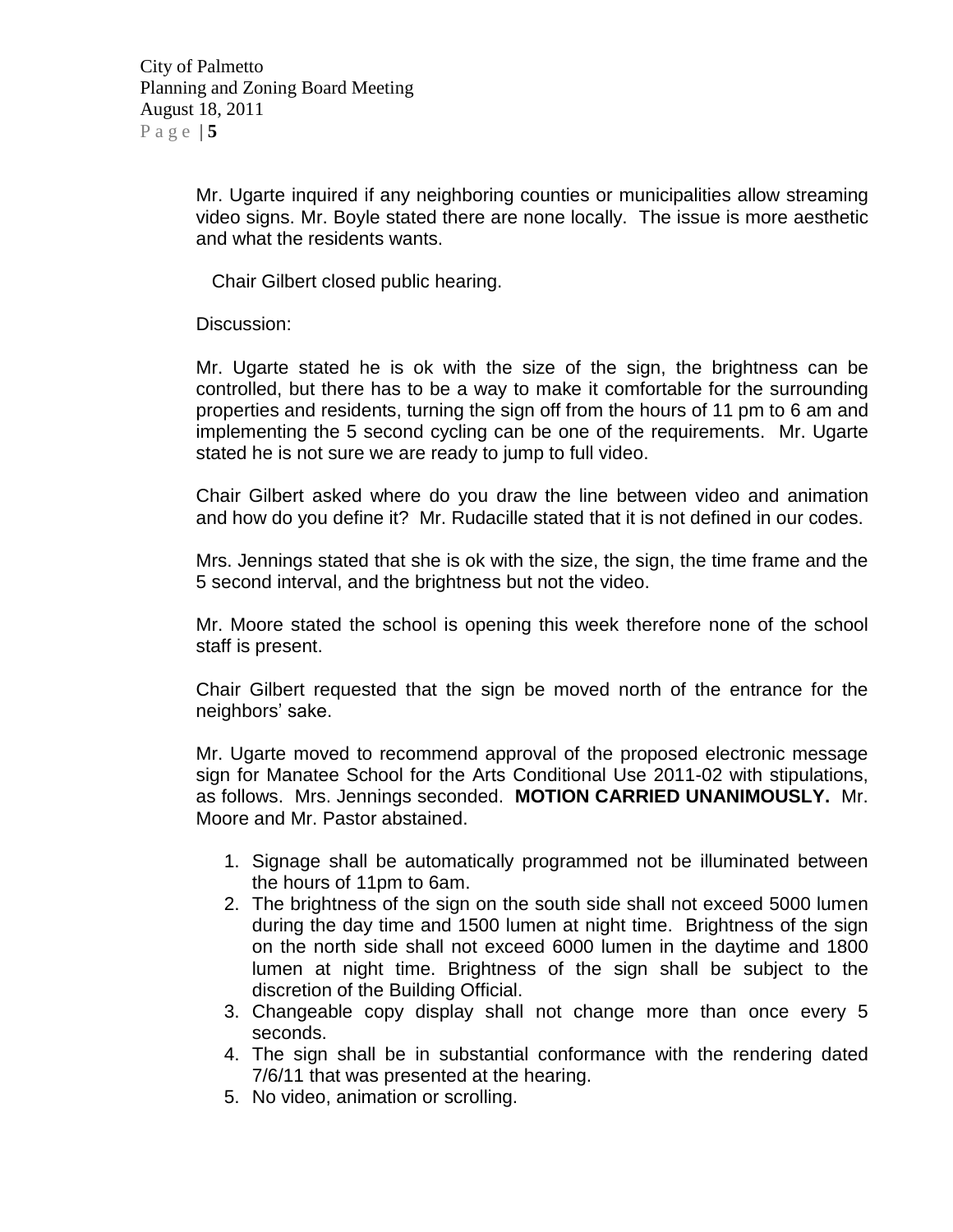Mr. Ugarte inquired if any neighboring counties or municipalities allow streaming video signs. Mr. Boyle stated there are none locally. The issue is more aesthetic and what the residents wants.

Chair Gilbert closed public hearing.

Discussion:

Mr. Ugarte stated he is ok with the size of the sign, the brightness can be controlled, but there has to be a way to make it comfortable for the surrounding properties and residents, turning the sign off from the hours of 11 pm to 6 am and implementing the 5 second cycling can be one of the requirements. Mr. Ugarte stated he is not sure we are ready to jump to full video.

Chair Gilbert asked where do you draw the line between video and animation and how do you define it? Mr. Rudacille stated that it is not defined in our codes.

Mrs. Jennings stated that she is ok with the size, the sign, the time frame and the 5 second interval, and the brightness but not the video.

Mr. Moore stated the school is opening this week therefore none of the school staff is present.

Chair Gilbert requested that the sign be moved north of the entrance for the neighbors' sake.

Mr. Ugarte moved to recommend approval of the proposed electronic message sign for Manatee School for the Arts Conditional Use 2011-02 with stipulations, as follows. Mrs. Jennings seconded. **MOTION CARRIED UNANIMOUSLY.** Mr. Moore and Mr. Pastor abstained.

1. Signage shall be automatically programmed not be illuminated between the hours of 11pm to 6am.
2. The brightness of the sign on the south side shall not exceed 5000 lumen during the day time and 1500 lumen at night time. Brightness of the sign on the north side shall not exceed 6000 lumen in the daytime and 1800 lumen at night time. Brightness of the sign shall be subject to the discretion of the Building Official.
3. Changeable copy display shall not change more than once every 5 seconds.
4. The sign shall be in substantial conformance with the rendering dated 7/6/11 that was presented at the hearing.
5. No video, animation or scrolling.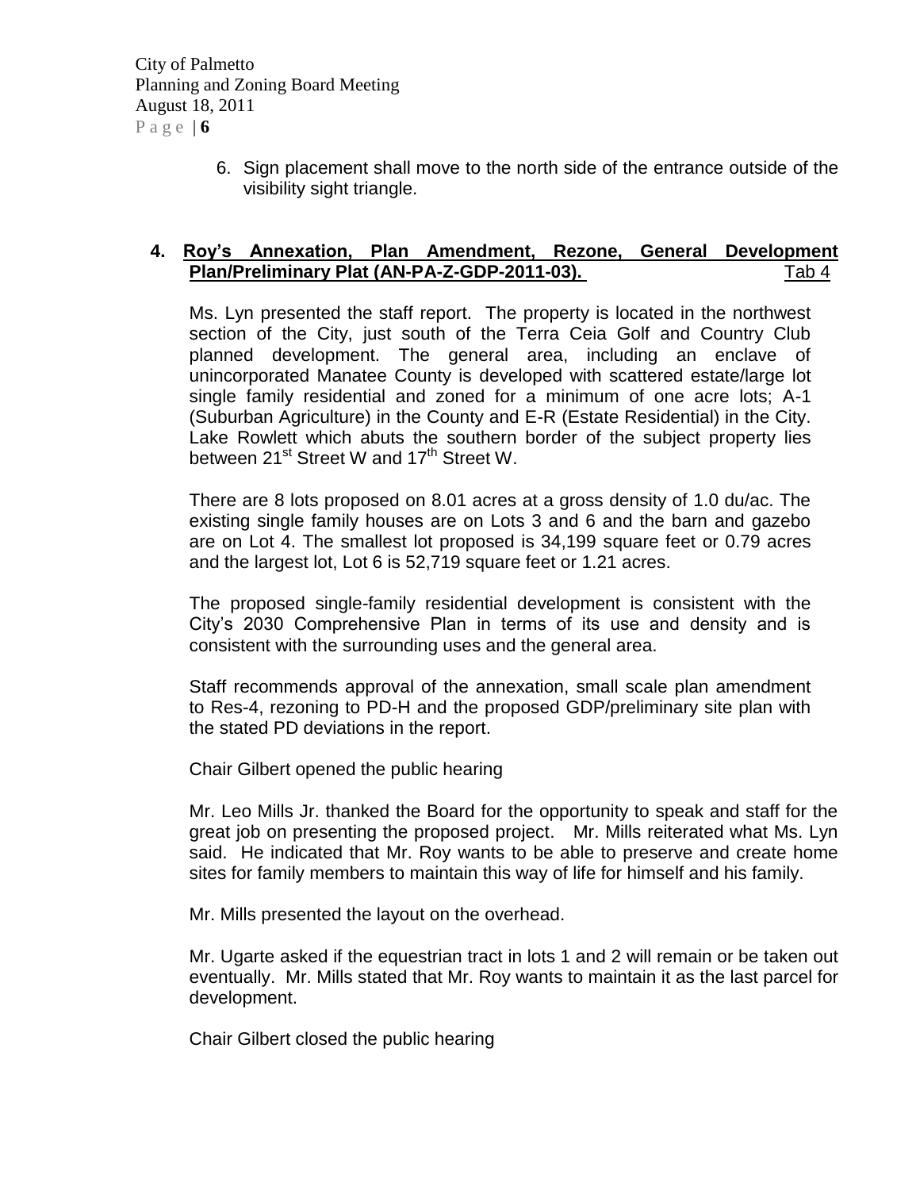6. Sign placement shall move to the north side of the entrance outside of the visibility sight triangle.

**4. Roy's Annexation, Plan Amendment, Rezone, General Development Plan/Preliminary Plat (AN-PA-Z-GDP-2011-03).** Tab 4

Ms. Lyn presented the staff report. The property is located in the northwest section of the City, just south of the Terra Ceia Golf and Country Club planned development. The general area, including an enclave of unincorporated Manatee County is developed with scattered estate/large lot single family residential and zoned for a minimum of one acre lots; A-1 (Suburban Agriculture) in the County and E-R (Estate Residential) in the City. Lake Rowlett which abuts the southern border of the subject property lies between 21st Street W and 17th Street W.

There are 8 lots proposed on 8.01 acres at a gross density of 1.0 du/ac. The existing single family houses are on Lots 3 and 6 and the barn and gazebo are on Lot 4. The smallest lot proposed is 34,199 square feet or 0.79 acres and the largest lot, Lot 6 is 52,719 square feet or 1.21 acres.

The proposed single-family residential development is consistent with the City's 2030 Comprehensive Plan in terms of its use and density and is consistent with the surrounding uses and the general area.

Staff recommends approval of the annexation, small scale plan amendment to Res-4, rezoning to PD-H and the proposed GDP/preliminary site plan with the stated PD deviations in the report.

Chair Gilbert opened the public hearing

Mr. Leo Mills Jr. thanked the Board for the opportunity to speak and staff for the great job on presenting the proposed project. Mr. Mills reiterated what Ms. Lyn said. He indicated that Mr. Roy wants to be able to preserve and create home sites for family members to maintain this way of life for himself and his family.

Mr. Mills presented the layout on the overhead.

Mr. Ugarte asked if the equestrian tract in lots 1 and 2 will remain or be taken out eventually. Mr. Mills stated that Mr. Roy wants to maintain it as the last parcel for development.

Chair Gilbert closed the public hearing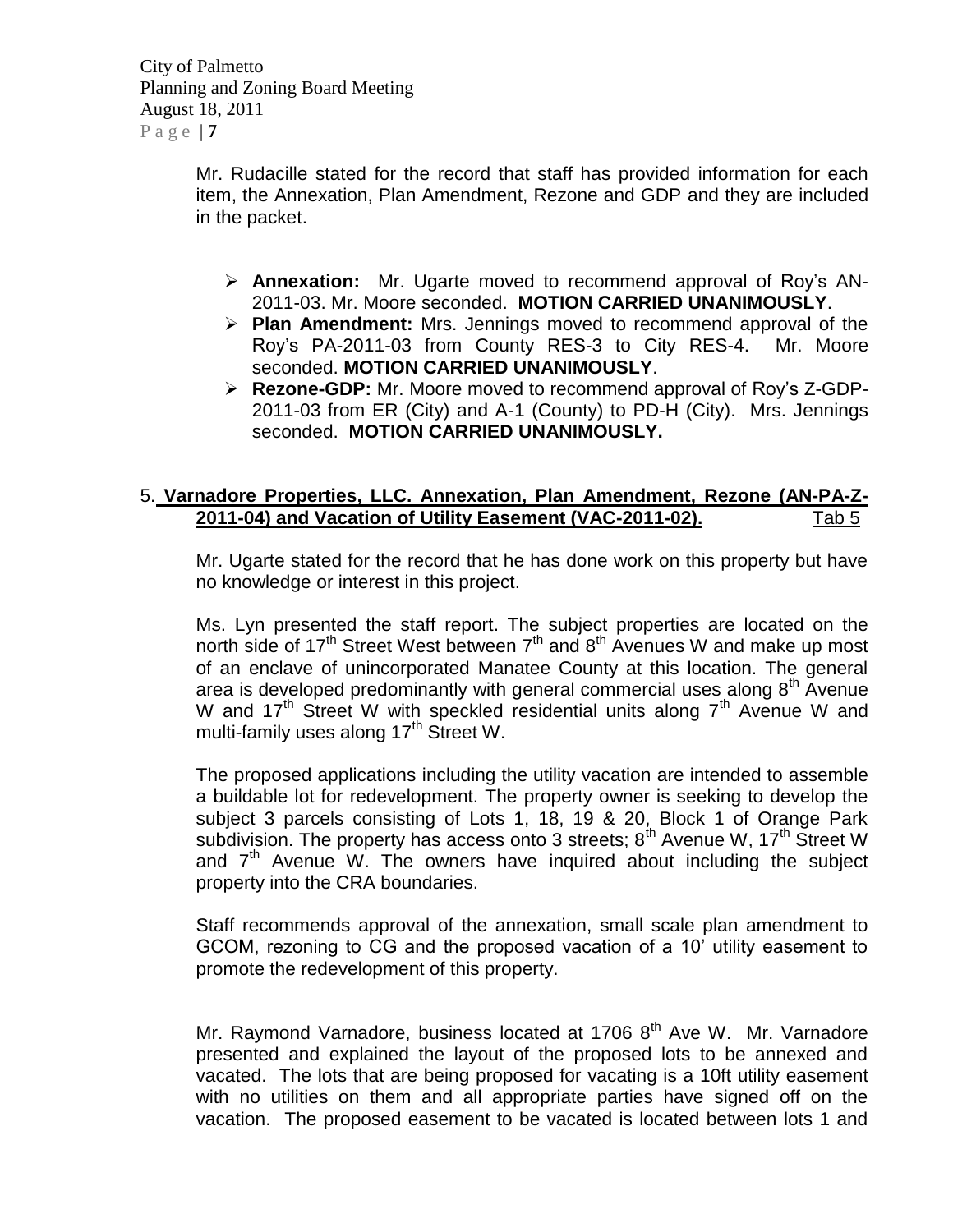Mr. Rudacille stated for the record that staff has provided information for each item, the Annexation, Plan Amendment, Rezone and GDP and they are included in the packet.

- **Annexation:** Mr. Ugarte moved to recommend approval of Roy's AN-2011-03. Mr. Moore seconded. **MOTION CARRIED UNANIMOUSLY**.
- **Plan Amendment:** Mrs. Jennings moved to recommend approval of the Roy's PA-2011-03 from County RES-3 to City RES-4. Mr. Moore seconded. **MOTION CARRIED UNANIMOUSLY**.
- **Rezone-GDP:** Mr. Moore moved to recommend approval of Roy's Z-GDP-2011-03 from ER (City) and A-1 (County) to PD-H (City). Mrs. Jennings seconded. **MOTION CARRIED UNANIMOUSLY.**

5. **Varnadore Properties, LLC. Annexation, Plan Amendment, Rezone (AN-PA-Z-2011-04) and Vacation of Utility Easement (VAC-2011-02).** Tab 5

Mr. Ugarte stated for the record that he has done work on this property but have no knowledge or interest in this project.

Ms. Lyn presented the staff report. The subject properties are located on the north side of 17th Street West between 7th and 8th Avenues W and make up most of an enclave of unincorporated Manatee County at this location. The general area is developed predominantly with general commercial uses along 8th Avenue W and 17th Street W with speckled residential units along 7th Avenue W and multi-family uses along 17th Street W.

The proposed applications including the utility vacation are intended to assemble a buildable lot for redevelopment. The property owner is seeking to develop the subject 3 parcels consisting of Lots 1, 18, 19 & 20, Block 1 of Orange Park subdivision. The property has access onto 3 streets; 8th Avenue W, 17th Street W and 7th Avenue W. The owners have inquired about including the subject property into the CRA boundaries.

Staff recommends approval of the annexation, small scale plan amendment to GCOM, rezoning to CG and the proposed vacation of a 10' utility easement to promote the redevelopment of this property.

Mr. Raymond Varnadore, business located at 1706 8th Ave W. Mr. Varnadore presented and explained the layout of the proposed lots to be annexed and vacated. The lots that are being proposed for vacating is a 10ft utility easement with no utilities on them and all appropriate parties have signed off on the vacation. The proposed easement to be vacated is located between lots 1 and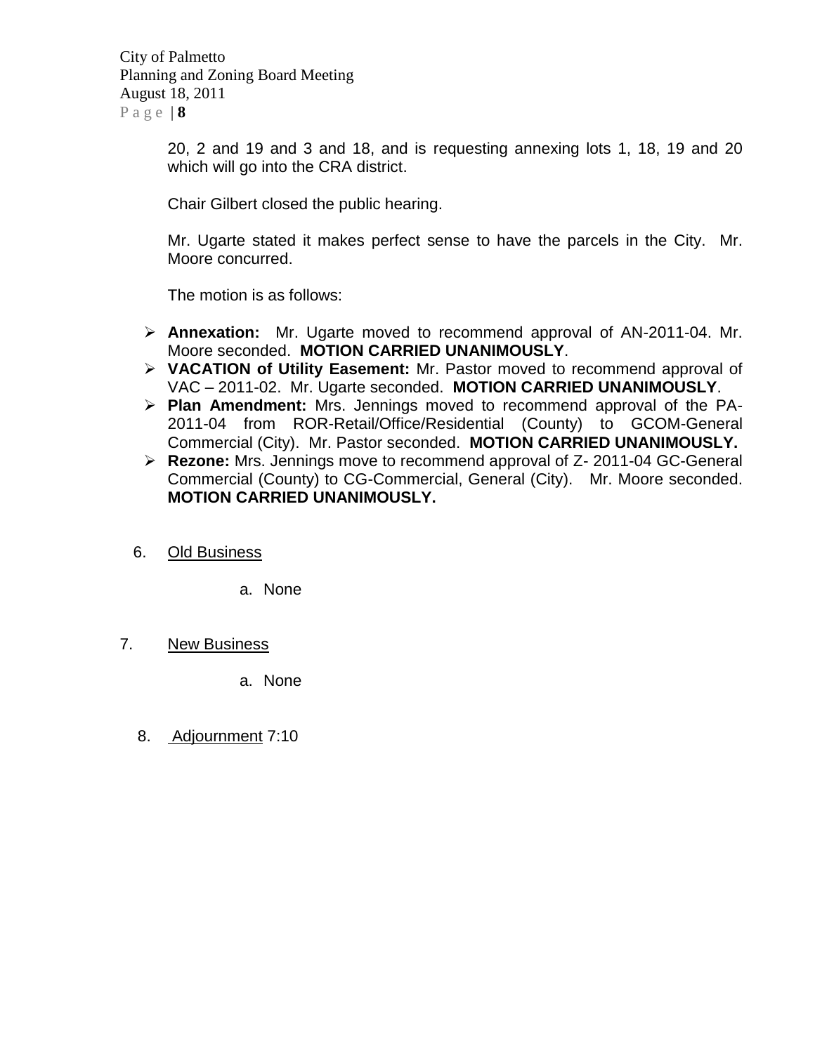20, 2 and 19 and 3 and 18, and is requesting annexing lots 1, 18, 19 and 20 which will go into the CRA district.

Chair Gilbert closed the public hearing.

Mr. Ugarte stated it makes perfect sense to have the parcels in the City. Mr. Moore concurred.

The motion is as follows:

- **Annexation:** Mr. Ugarte moved to recommend approval of AN-2011-04. Mr. Moore seconded. **MOTION CARRIED UNANIMOUSLY**.
- **VACATION of Utility Easement:** Mr. Pastor moved to recommend approval of VAC – 2011-02. Mr. Ugarte seconded. **MOTION CARRIED UNANIMOUSLY**.
- **Plan Amendment:** Mrs. Jennings moved to recommend approval of the PA-2011-04 from ROR-Retail/Office/Residential (County) to GCOM-General Commercial (City). Mr. Pastor seconded. **MOTION CARRIED UNANIMOUSLY.**
- **Rezone:** Mrs. Jennings move to recommend approval of Z- 2011-04 GC-General Commercial (County) to CG-Commercial, General (City). Mr. Moore seconded. **MOTION CARRIED UNANIMOUSLY.**

6. Old Business

   a. None

7. New Business

   a. None

8. Adjournment 7:10